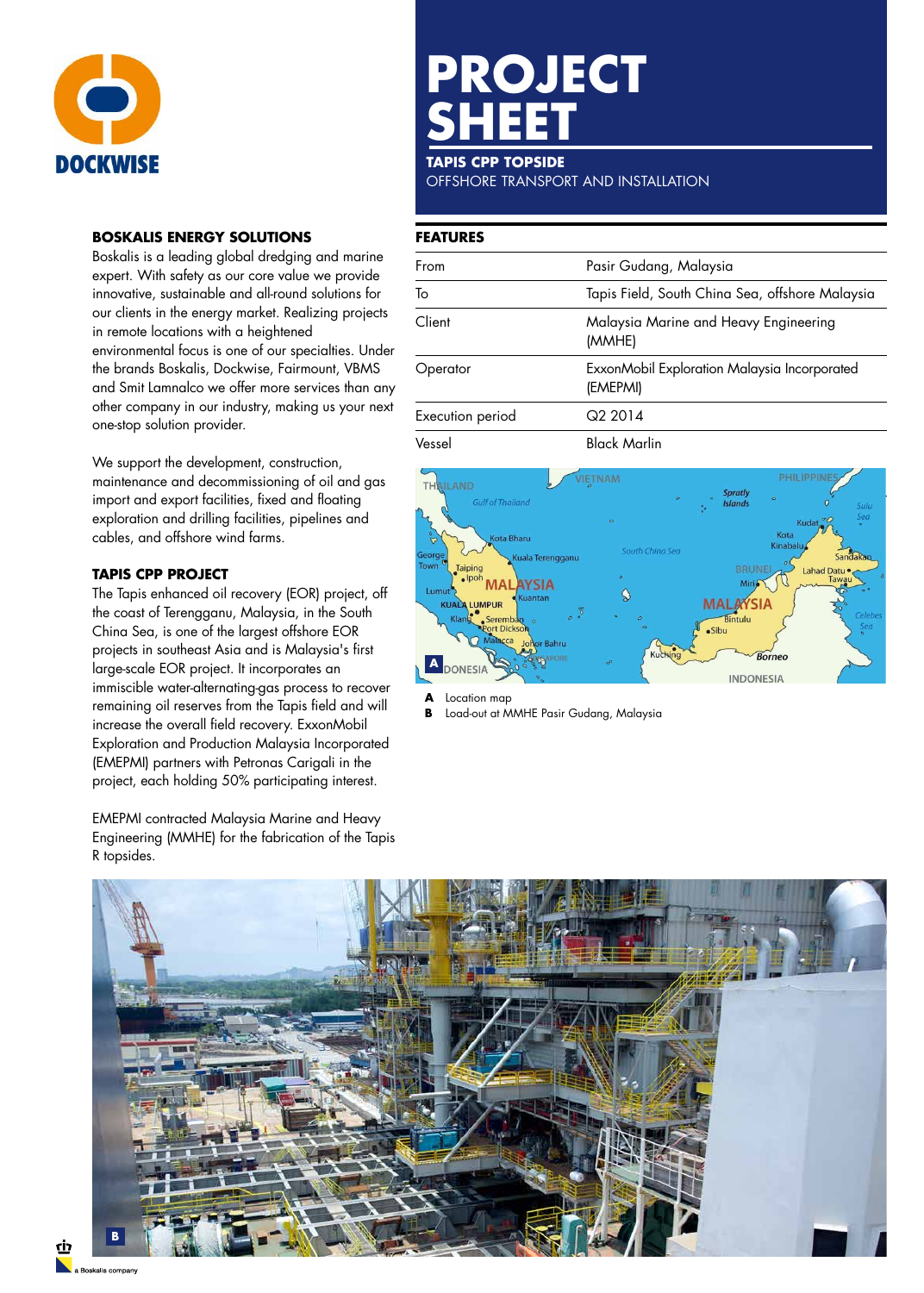DOCKWISE

# PROJECT SHEET

**TAPIS CPP TOPSIDE**
OFFSHORE TRANSPORT AND INSTALLATION

## BOSKALIS ENERGY SOLUTIONS

Boskalis is a leading global dredging and marine expert. With safety as our core value we provide innovative, sustainable and all-round solutions for our clients in the energy market. Realizing projects in remote locations with a heightened environmental focus is one of our specialties. Under the brands Boskalis, Dockwise, Fairmount, VBMS and Smit Lamnalco we offer more services than any other company in our industry, making us your next one-stop solution provider.

We support the development, construction, maintenance and decommissioning of oil and gas import and export facilities, fixed and floating exploration and drilling facilities, pipelines and cables, and offshore wind farms.

## TAPIS CPP PROJECT

The Tapis enhanced oil recovery (EOR) project, off the coast of Terengganu, Malaysia, in the South China Sea, is one of the largest offshore EOR projects in southeast Asia and is Malaysia's first large-scale EOR project. It incorporates an immiscible water-alternating-gas process to recover remaining oil reserves from the Tapis field and will increase the overall field recovery. ExxonMobil Exploration and Production Malaysia Incorporated (EMEPMI) partners with Petronas Carigali in the project, each holding 50% participating interest.

EMEPMI contracted Malaysia Marine and Heavy Engineering (MMHE) for the fabrication of the Tapis R topsides.

## FEATURES

| | |
|---|---|
| From | Pasir Gudang, Malaysia |
| To | Tapis Field, South China Sea, offshore Malaysia |
| Client | Malaysia Marine and Heavy Engineering (MMHE) |
| Operator | ExxonMobil Exploration Malaysia Incorporated (EMEPMI) |
| Execution period | Q2 2014 |
| Vessel | Black Marlin |

**A** Location map
**B** Load-out at MMHE Pasir Gudang, Malaysia

a Boskalis company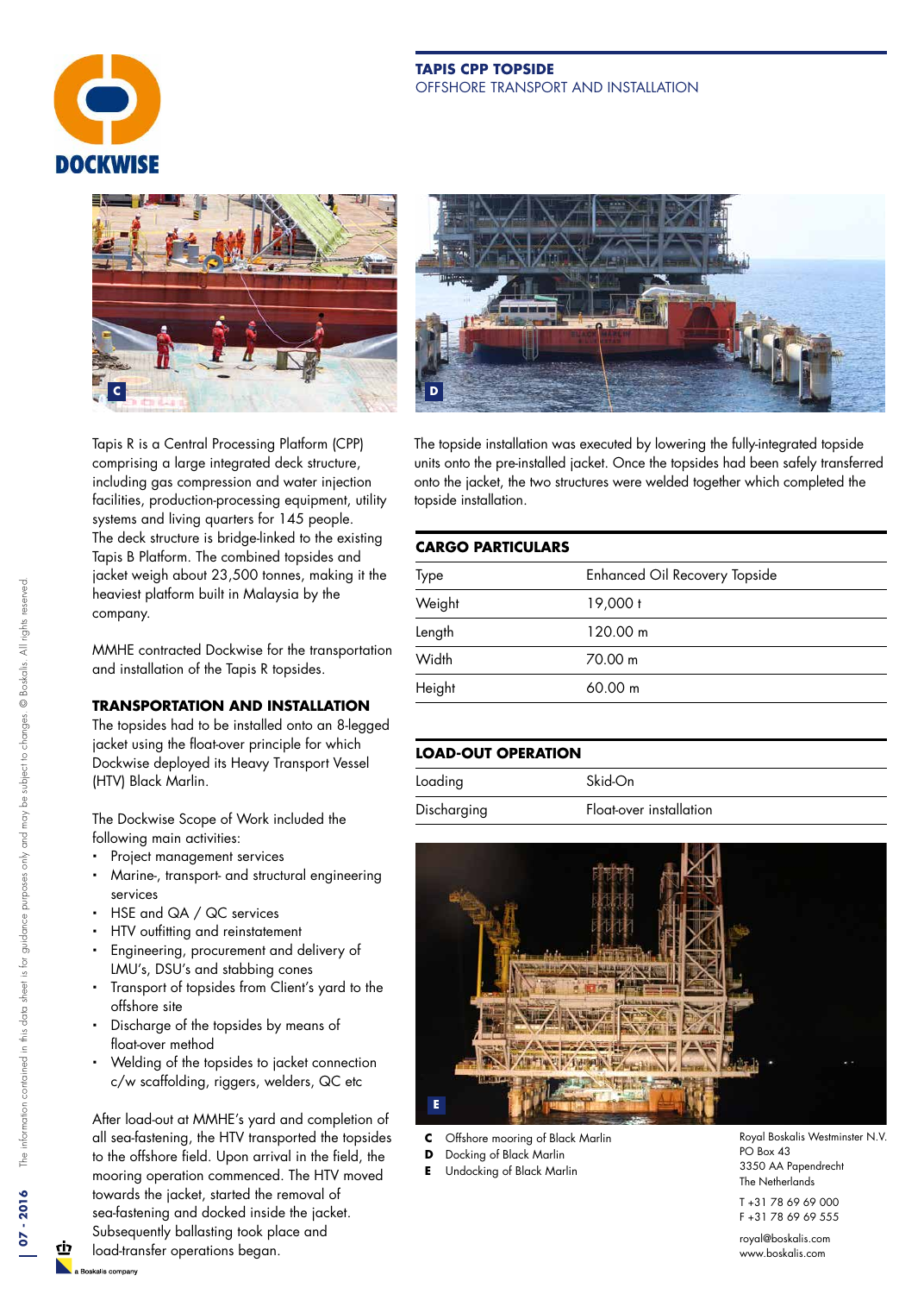# TAPIS CPP TOPSIDE

OFFSHORE TRANSPORT AND INSTALLATION

Tapis R is a Central Processing Platform (CPP) comprising a large integrated deck structure, including gas compression and water injection facilities, production-processing equipment, utility systems and living quarters for 145 people. The deck structure is bridge-linked to the existing Tapis B Platform. The combined topsides and jacket weigh about 23,500 tonnes, making it the heaviest platform built in Malaysia by the company.

MMHE contracted Dockwise for the transportation and installation of the Tapis R topsides.

## TRANSPORTATION AND INSTALLATION

The topsides had to be installed onto an 8-legged jacket using the float-over principle for which Dockwise deployed its Heavy Transport Vessel (HTV) Black Marlin.

The Dockwise Scope of Work included the following main activities:

- Project management services
- Marine-, transport- and structural engineering services
- HSE and QA / QC services
- HTV outfitting and reinstatement
- Engineering, procurement and delivery of LMU's, DSU's and stabbing cones
- Transport of topsides from Client's yard to the offshore site
- Discharge of the topsides by means of float-over method
- Welding of the topsides to jacket connection c/w scaffolding, riggers, welders, QC etc

After load-out at MMHE's yard and completion of all sea-fastening, the HTV transported the topsides to the offshore field. Upon arrival in the field, the mooring operation commenced. The HTV moved towards the jacket, started the removal of sea-fastening and docked inside the jacket. Subsequently ballasting took place and load-transfer operations began.

The topside installation was executed by lowering the fully-integrated topside units onto the pre-installed jacket. Once the topsides had been safely transferred onto the jacket, the two structures were welded together which completed the topside installation.

## CARGO PARTICULARS

| | |
|---|---|
| Type | Enhanced Oil Recovery Topside |
| Weight | 19,000 t |
| Length | 120.00 m |
| Width | 70.00 m |
| Height | 60.00 m |

## LOAD-OUT OPERATION

| | |
|---|---|
| Loading | Skid-On |
| Discharging | Float-over installation |

**C** Offshore mooring of Black Marlin
**D** Docking of Black Marlin
**E** Undocking of Black Marlin

Royal Boskalis Westminster N.V.
PO Box 43
3350 AA Papendrecht
The Netherlands

T +31 78 69 69 000
F +31 78 69 69 555

royal@boskalis.com
www.boskalis.com

The information contained in this data sheet is for guidance purposes only and may be subject to changes. © Boskalis. All rights reserved.

07 - 2016